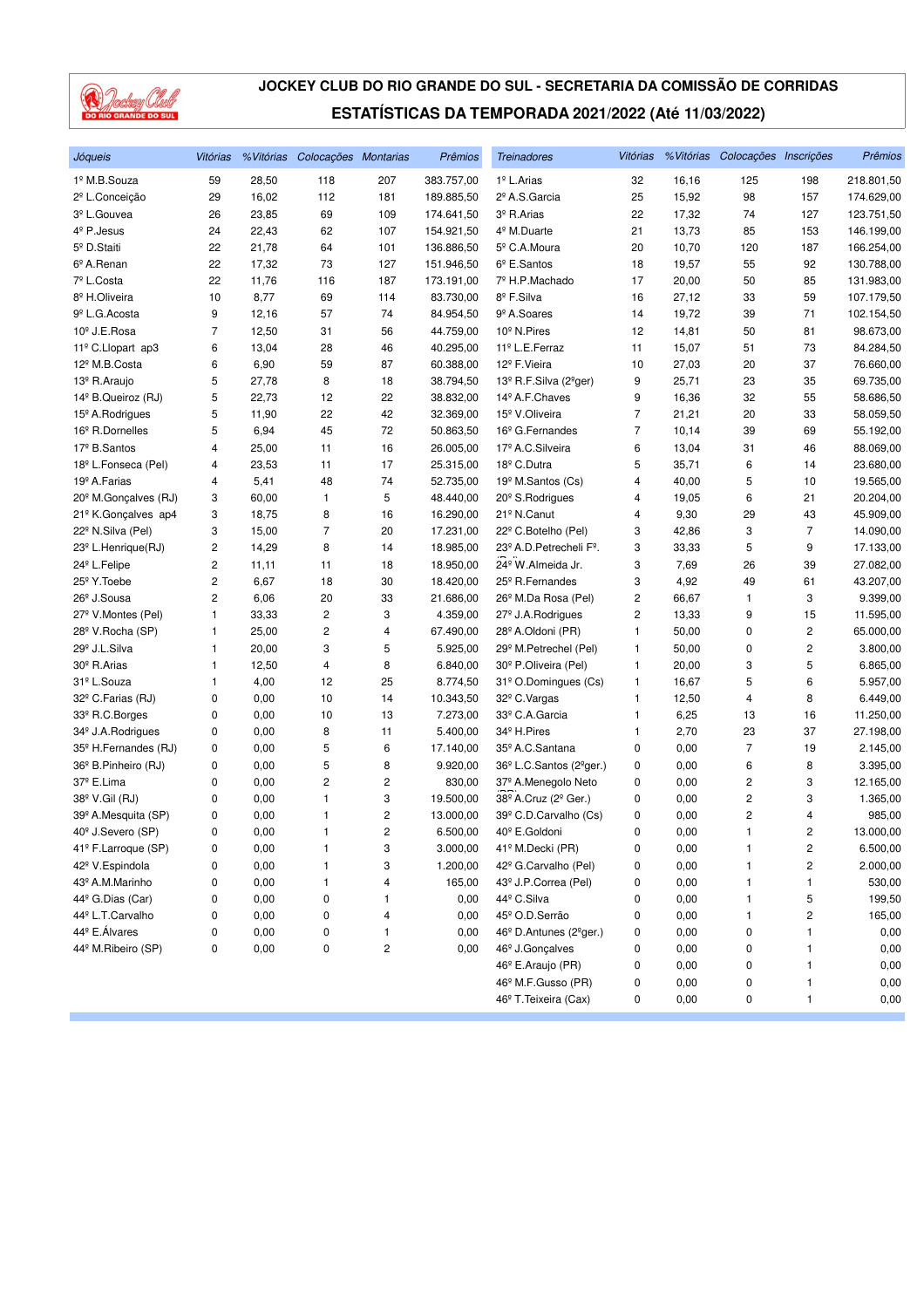# JOCKEY CLUB DO RIO GRANDE DO SUL - SECRETARIA DA COMISSÃO DE CORRIDAS

## ESTATÍSTICAS DA TEMPORADA 2021/2022 (Até 11/03/2022)

| *Jóqueis* | *Vitórias* | *%Vitórias* | *Colocações* | *Montarias* | *Prêmios* |
|---|---|---|---|---|---|
| 1º M.B.Souza | 59 | 28,50 | 118 | 207 | 383.757,00 |
| 2º L.Conceição | 29 | 16,02 | 112 | 181 | 189.885,50 |
| 3º L.Gouvea | 26 | 23,85 | 69 | 109 | 174.641,50 |
| 4º P.Jesus | 24 | 22,43 | 62 | 107 | 154.921,50 |
| 5º D.Staiti | 22 | 21,78 | 64 | 101 | 136.886,50 |
| 6º A.Renan | 22 | 17,32 | 73 | 127 | 151.946,50 |
| 7º L.Costa | 22 | 11,76 | 116 | 187 | 173.191,00 |
| 8º H.Oliveira | 10 | 8,77 | 69 | 114 | 83.730,00 |
| 9º L.G.Acosta | 9 | 12,16 | 57 | 74 | 84.954,50 |
| 10º J.E.Rosa | 7 | 12,50 | 31 | 56 | 44.759,00 |
| 11º C.Llopart ap3 | 6 | 13,04 | 28 | 46 | 40.295,00 |
| 12º M.B.Costa | 6 | 6,90 | 59 | 87 | 60.388,00 |
| 13º R.Araujo | 5 | 27,78 | 8 | 18 | 38.794,50 |
| 14º B.Queiroz (RJ) | 5 | 22,73 | 12 | 22 | 38.832,00 |
| 15º A.Rodrigues | 5 | 11,90 | 22 | 42 | 32.369,00 |
| 16º R.Dornelles | 5 | 6,94 | 45 | 72 | 50.863,50 |
| 17º B.Santos | 4 | 25,00 | 11 | 16 | 26.005,00 |
| 18º L.Fonseca (Pel) | 4 | 23,53 | 11 | 17 | 25.315,00 |
| 19º A.Farias | 4 | 5,41 | 48 | 74 | 52.735,00 |
| 20º M.Gonçalves (RJ) | 3 | 60,00 | 1 | 5 | 48.440,00 |
| 21º K.Gonçalves ap4 | 3 | 18,75 | 8 | 16 | 16.290,00 |
| 22º N.Silva (Pel) | 3 | 15,00 | 7 | 20 | 17.231,00 |
| 23º L.Henrique(RJ) | 2 | 14,29 | 8 | 14 | 18.985,00 |
| 24º L.Felipe | 2 | 11,11 | 11 | 18 | 18.950,00 |
| 25º Y.Toebe | 2 | 6,67 | 18 | 30 | 18.420,00 |
| 26º J.Sousa | 2 | 6,06 | 20 | 33 | 21.686,00 |
| 27º V.Montes (Pel) | 1 | 33,33 | 2 | 3 | 4.359,00 |
| 28º V.Rocha (SP) | 1 | 25,00 | 2 | 4 | 67.490,00 |
| 29º J.L.Silva | 1 | 20,00 | 3 | 5 | 5.925,00 |
| 30º R.Arias | 1 | 12,50 | 4 | 8 | 6.840,00 |
| 31º L.Souza | 1 | 4,00 | 12 | 25 | 8.774,50 |
| 32º C.Farias (RJ) | 0 | 0,00 | 10 | 14 | 10.343,50 |
| 33º R.C.Borges | 0 | 0,00 | 10 | 13 | 7.273,00 |
| 34º J.A.Rodrigues | 0 | 0,00 | 8 | 11 | 5.400,00 |
| 35º H.Fernandes (RJ) | 0 | 0,00 | 5 | 6 | 17.140,00 |
| 36º B.Pinheiro (RJ) | 0 | 0,00 | 5 | 8 | 9.920,00 |
| 37º E.Lima | 0 | 0,00 | 2 | 2 | 830,00 |
| 38º V.Gil (RJ) | 0 | 0,00 | 1 | 3 | 19.500,00 |
| 39º A.Mesquita (SP) | 0 | 0,00 | 1 | 2 | 13.000,00 |
| 40º J.Severo (SP) | 0 | 0,00 | 1 | 2 | 6.500,00 |
| 41º F.Larroque (SP) | 0 | 0,00 | 1 | 3 | 3.000,00 |
| 42º V.Espindola | 0 | 0,00 | 1 | 3 | 1.200,00 |
| 43º A.M.Marinho | 0 | 0,00 | 1 | 4 | 165,00 |
| 44º G.Dias (Car) | 0 | 0,00 | 0 | 1 | 0,00 |
| 44º L.T.Carvalho | 0 | 0,00 | 0 | 4 | 0,00 |
| 44º E.Álvares | 0 | 0,00 | 0 | 1 | 0,00 |
| 44º M.Ribeiro (SP) | 0 | 0,00 | 0 | 2 | 0,00 |

| *Treinadores* | *Vitórias* | *%Vitórias* | *Colocações* | *Inscrições* | *Prêmios* |
|---|---|---|---|---|---|
| 1º L.Arias | 32 | 16,16 | 125 | 198 | 218.801,50 |
| 2º A.S.Garcia | 25 | 15,92 | 98 | 157 | 174.629,00 |
| 3º R.Arias | 22 | 17,32 | 74 | 127 | 123.751,50 |
| 4º M.Duarte | 21 | 13,73 | 85 | 153 | 146.199,00 |
| 5º C.A.Moura | 20 | 10,70 | 120 | 187 | 166.254,00 |
| 6º E.Santos | 18 | 19,57 | 55 | 92 | 130.788,00 |
| 7º H.P.Machado | 17 | 20,00 | 50 | 85 | 131.983,00 |
| 8º F.Silva | 16 | 27,12 | 33 | 59 | 107.179,50 |
| 9º A.Soares | 14 | 19,72 | 39 | 71 | 102.154,50 |
| 10º N.Pires | 12 | 14,81 | 50 | 81 | 98.673,00 |
| 11º L.E.Ferraz | 11 | 15,07 | 51 | 73 | 84.284,50 |
| 12º F.Vieira | 10 | 27,03 | 20 | 37 | 76.660,00 |
| 13º R.F.Silva (2ºger) | 9 | 25,71 | 23 | 35 | 69.735,00 |
| 14º A.F.Chaves | 9 | 16,36 | 32 | 55 | 58.686,50 |
| 15º V.Oliveira | 7 | 21,21 | 20 | 33 | 58.059,50 |
| 16º G.Fernandes | 7 | 10,14 | 39 | 69 | 55.192,00 |
| 17º A.C.Silveira | 6 | 13,04 | 31 | 46 | 88.069,00 |
| 18º C.Dutra | 5 | 35,71 | 6 | 14 | 23.680,00 |
| 19º M.Santos (Cs) | 4 | 40,00 | 5 | 10 | 19.565,00 |
| 20º S.Rodrigues | 4 | 19,05 | 6 | 21 | 20.204,00 |
| 21º N.Canut | 4 | 9,30 | 29 | 43 | 45.909,00 |
| 22º C.Botelho (Pel) | 3 | 42,86 | 3 | 7 | 14.090,00 |
| 23º A.D.Petrecheli Fº. | 3 | 33,33 | 5 | 9 | 17.133,00 |
| 24º W.Almeida Jr. | 3 | 7,69 | 26 | 39 | 27.082,00 |
| 25º R.Fernandes | 3 | 4,92 | 49 | 61 | 43.207,00 |
| 26º M.Da Rosa (Pel) | 2 | 66,67 | 1 | 3 | 9.399,00 |
| 27º J.A.Rodrigues | 2 | 13,33 | 9 | 15 | 11.595,00 |
| 28º A.Oldoni (PR) | 1 | 50,00 | 0 | 2 | 65.000,00 |
| 29º M.Petrechel (Pel) | 1 | 50,00 | 0 | 2 | 3.800,00 |
| 30º P.Oliveira (Pel) | 1 | 20,00 | 3 | 5 | 6.865,00 |
| 31º O.Domingues (Cs) | 1 | 16,67 | 5 | 6 | 5.957,00 |
| 32º C.Vargas | 1 | 12,50 | 4 | 8 | 6.449,00 |
| 33º C.A.Garcia | 1 | 6,25 | 13 | 16 | 11.250,00 |
| 34º H.Pires | 1 | 2,70 | 23 | 37 | 27.198,00 |
| 35º A.C.Santana | 0 | 0,00 | 7 | 19 | 2.145,00 |
| 36º L.C.Santos (2ºger.) | 0 | 0,00 | 6 | 8 | 3.395,00 |
| 37º A.Menegolo Neto | 0 | 0,00 | 2 | 3 | 12.165,00 |
| 38º A.Cruz (2º Ger.) | 0 | 0,00 | 2 | 3 | 1.365,00 |
| 39º C.D.Carvalho (Cs) | 0 | 0,00 | 2 | 4 | 985,00 |
| 40º E.Goldoni | 0 | 0,00 | 1 | 2 | 13.000,00 |
| 41º M.Decki (PR) | 0 | 0,00 | 1 | 2 | 6.500,00 |
| 42º G.Carvalho (Pel) | 0 | 0,00 | 1 | 2 | 2.000,00 |
| 43º J.P.Correa (Pel) | 0 | 0,00 | 1 | 1 | 530,00 |
| 44º C.Silva | 0 | 0,00 | 1 | 5 | 199,50 |
| 45º O.D.Serrão | 0 | 0,00 | 1 | 2 | 165,00 |
| 46º D.Antunes (2ºger.) | 0 | 0,00 | 0 | 1 | 0,00 |
| 46º J.Gonçalves | 0 | 0,00 | 0 | 1 | 0,00 |
| 46º E.Araujo (PR) | 0 | 0,00 | 0 | 1 | 0,00 |
| 46º M.F.Gusso (PR) | 0 | 0,00 | 0 | 1 | 0,00 |
| 46º T.Teixeira (Cax) | 0 | 0,00 | 0 | 1 | 0,00 |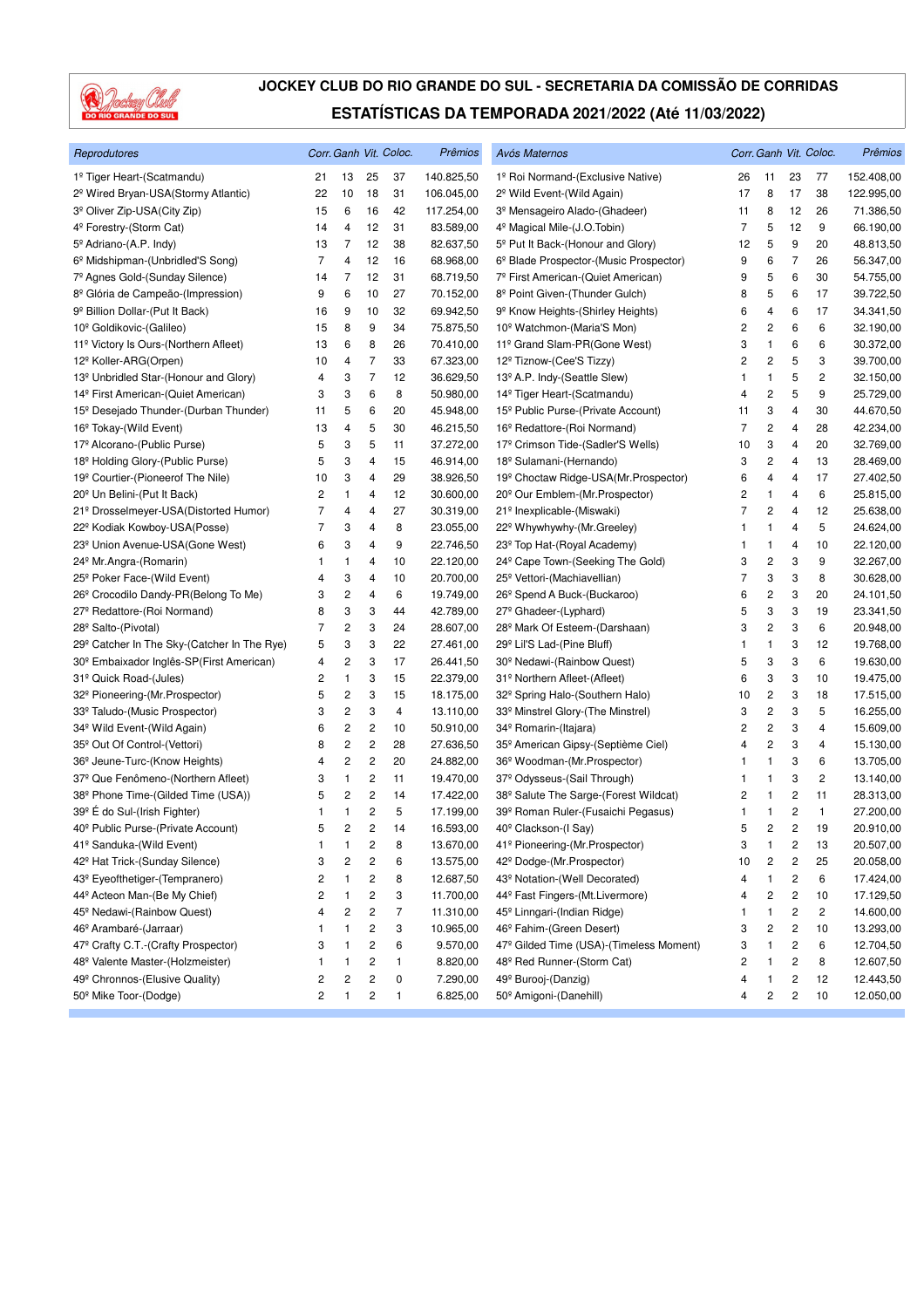# JOCKEY CLUB DO RIO GRANDE DO SUL - SECRETARIA DA COMISSÃO DE CORRIDAS

## ESTATÍSTICAS DA TEMPORADA 2021/2022 (Até 11/03/2022)

| *Reprodutores* | *Corr.* | *Ganh* | *Vit.* | *Coloc.* | *Prêmios* |
|---|---|---|---|---|---|
| 1º Tiger Heart-(Scatmandu) | 21 | 13 | 25 | 37 | 140.825,50 |
| 2º Wired Bryan-USA(Stormy Atlantic) | 22 | 10 | 18 | 31 | 106.045,00 |
| 3º Oliver Zip-USA(City Zip) | 15 | 6 | 16 | 42 | 117.254,00 |
| 4º Forestry-(Storm Cat) | 14 | 4 | 12 | 31 | 83.589,00 |
| 5º Adriano-(A.P. Indy) | 13 | 7 | 12 | 38 | 82.637,50 |
| 6º Midshipman-(Unbridled'S Song) | 7 | 4 | 12 | 16 | 68.968,00 |
| 7º Agnes Gold-(Sunday Silence) | 14 | 7 | 12 | 31 | 68.719,50 |
| 8º Glória de Campeão-(Impression) | 9 | 6 | 10 | 27 | 70.152,00 |
| 9º Billion Dollar-(Put It Back) | 16 | 9 | 10 | 32 | 69.942,50 |
| 10º Goldikovic-(Galileo) | 15 | 8 | 9 | 34 | 75.875,50 |
| 11º Victory Is Ours-(Northern Afleet) | 13 | 6 | 8 | 26 | 70.410,00 |
| 12º Koller-ARG(Orpen) | 10 | 4 | 7 | 33 | 67.323,00 |
| 13º Unbridled Star-(Honour and Glory) | 4 | 3 | 7 | 12 | 36.629,50 |
| 14º First American-(Quiet American) | 3 | 3 | 6 | 8 | 50.980,00 |
| 15º Desejado Thunder-(Durban Thunder) | 11 | 5 | 6 | 20 | 45.948,00 |
| 16º Tokay-(Wild Event) | 13 | 4 | 5 | 30 | 46.215,50 |
| 17º Alcorano-(Public Purse) | 5 | 3 | 5 | 11 | 37.272,00 |
| 18º Holding Glory-(Public Purse) | 5 | 3 | 4 | 15 | 46.914,00 |
| 19º Courtier-(Pioneerof The Nile) | 10 | 3 | 4 | 29 | 38.926,50 |
| 20º Un Belini-(Put It Back) | 2 | 1 | 4 | 12 | 30.600,00 |
| 21º Drosselmeyer-USA(Distorted Humor) | 7 | 4 | 4 | 27 | 30.319,00 |
| 22º Kodiak Kowboy-USA(Posse) | 7 | 3 | 4 | 8 | 23.055,00 |
| 23º Union Avenue-USA(Gone West) | 6 | 3 | 4 | 9 | 22.746,50 |
| 24º Mr.Angra-(Romarin) | 1 | 1 | 4 | 10 | 22.120,00 |
| 25º Poker Face-(Wild Event) | 4 | 3 | 4 | 10 | 20.700,00 |
| 26º Crocodilo Dandy-PR(Belong To Me) | 3 | 2 | 4 | 6 | 19.749,00 |
| 27º Redattore-(Roi Normand) | 8 | 3 | 3 | 44 | 42.789,00 |
| 28º Salto-(Pivotal) | 7 | 2 | 3 | 24 | 28.607,00 |
| 29º Catcher In The Sky-(Catcher In The Rye) | 5 | 3 | 3 | 22 | 27.461,00 |
| 30º Embaixador Inglês-SP(First American) | 4 | 2 | 3 | 17 | 26.441,50 |
| 31º Quick Road-(Jules) | 2 | 1 | 3 | 15 | 22.379,00 |
| 32º Pioneering-(Mr.Prospector) | 5 | 2 | 3 | 15 | 18.175,00 |
| 33º Taludo-(Music Prospector) | 3 | 2 | 3 | 4 | 13.110,00 |
| 34º Wild Event-(Wild Again) | 6 | 2 | 2 | 10 | 50.910,00 |
| 35º Out Of Control-(Vettori) | 8 | 2 | 2 | 28 | 27.636,50 |
| 36º Jeune-Turc-(Know Heights) | 4 | 2 | 2 | 20 | 24.882,00 |
| 37º Que Fenômeno-(Northern Afleet) | 3 | 1 | 2 | 11 | 19.470,00 |
| 38º Phone Time-(Gilded Time (USA)) | 5 | 2 | 2 | 14 | 17.422,00 |
| 39º É do Sul-(Irish Fighter) | 1 | 1 | 2 | 5 | 17.199,00 |
| 40º Public Purse-(Private Account) | 5 | 2 | 2 | 14 | 16.593,00 |
| 41º Sanduka-(Wild Event) | 1 | 1 | 2 | 8 | 13.670,00 |
| 42º Hat Trick-(Sunday Silence) | 3 | 2 | 2 | 6 | 13.575,00 |
| 43º Eyeofthetiger-(Tempranero) | 2 | 1 | 2 | 8 | 12.687,50 |
| 44º Acteon Man-(Be My Chief) | 2 | 1 | 2 | 3 | 11.700,00 |
| 45º Nedawi-(Rainbow Quest) | 4 | 2 | 2 | 7 | 11.310,00 |
| 46º Arambaré-(Jarraar) | 1 | 1 | 2 | 3 | 10.965,00 |
| 47º Crafty C.T.-(Crafty Prospector) | 3 | 1 | 2 | 6 | 9.570,00 |
| 48º Valente Master-(Holzmeister) | 1 | 1 | 2 | 1 | 8.820,00 |
| 49º Chronnos-(Elusive Quality) | 2 | 2 | 2 | 0 | 7.290,00 |
| 50º Mike Toor-(Dodge) | 2 | 1 | 2 | 1 | 6.825,00 |

| *Avós Maternos* | *Corr.* | *Ganh* | *Vit.* | *Coloc.* | *Prêmios* |
|---|---|---|---|---|---|
| 1º Roi Normand-(Exclusive Native) | 26 | 11 | 23 | 77 | 152.408,00 |
| 2º Wild Event-(Wild Again) | 17 | 8 | 17 | 38 | 122.995,00 |
| 3º Mensageiro Alado-(Ghadeer) | 11 | 8 | 12 | 26 | 71.386,50 |
| 4º Magical Mile-(J.O.Tobin) | 7 | 5 | 12 | 9 | 66.190,00 |
| 5º Put It Back-(Honour and Glory) | 12 | 5 | 9 | 20 | 48.813,50 |
| 6º Blade Prospector-(Music Prospector) | 9 | 6 | 7 | 26 | 56.347,00 |
| 7º First American-(Quiet American) | 9 | 5 | 6 | 30 | 54.755,00 |
| 8º Point Given-(Thunder Gulch) | 8 | 5 | 6 | 17 | 39.722,50 |
| 9º Know Heights-(Shirley Heights) | 6 | 4 | 6 | 17 | 34.341,50 |
| 10º Watchmon-(Maria'S Mon) | 2 | 2 | 6 | 6 | 32.190,00 |
| 11º Grand Slam-PR(Gone West) | 3 | 1 | 6 | 6 | 30.372,00 |
| 12º Tiznow-(Cee'S Tizzy) | 2 | 2 | 5 | 3 | 39.700,00 |
| 13º A.P. Indy-(Seattle Slew) | 1 | 1 | 5 | 2 | 32.150,00 |
| 14º Tiger Heart-(Scatmandu) | 4 | 2 | 5 | 9 | 25.729,00 |
| 15º Public Purse-(Private Account) | 11 | 3 | 4 | 30 | 44.670,50 |
| 16º Redattore-(Roi Normand) | 7 | 2 | 4 | 28 | 42.234,00 |
| 17º Crimson Tide-(Sadler'S Wells) | 10 | 3 | 4 | 20 | 32.769,00 |
| 18º Sulamani-(Hernando) | 3 | 2 | 4 | 13 | 28.469,00 |
| 19º Choctaw Ridge-USA(Mr.Prospector) | 6 | 4 | 4 | 17 | 27.402,50 |
| 20º Our Emblem-(Mr.Prospector) | 2 | 1 | 4 | 6 | 25.815,00 |
| 21º Inexplicable-(Miswaki) | 7 | 2 | 4 | 12 | 25.638,00 |
| 22º Whywhywhy-(Mr.Greeley) | 1 | 1 | 4 | 5 | 24.624,00 |
| 23º Top Hat-(Royal Academy) | 1 | 1 | 4 | 10 | 22.120,00 |
| 24º Cape Town-(Seeking The Gold) | 3 | 2 | 3 | 9 | 32.267,00 |
| 25º Vettori-(Machiavellian) | 7 | 3 | 3 | 8 | 30.628,00 |
| 26º Spend A Buck-(Buckaroo) | 6 | 2 | 3 | 20 | 24.101,50 |
| 27º Ghadeer-(Lyphard) | 5 | 3 | 3 | 19 | 23.341,50 |
| 28º Mark Of Esteem-(Darshaan) | 3 | 2 | 3 | 6 | 20.948,00 |
| 29º Lil'S Lad-(Pine Bluff) | 1 | 1 | 3 | 12 | 19.768,00 |
| 30º Nedawi-(Rainbow Quest) | 5 | 3 | 3 | 6 | 19.630,00 |
| 31º Northern Afleet-(Afleet) | 6 | 3 | 3 | 10 | 19.475,00 |
| 32º Spring Halo-(Southern Halo) | 10 | 2 | 3 | 18 | 17.515,00 |
| 33º Minstrel Glory-(The Minstrel) | 3 | 2 | 3 | 5 | 16.255,00 |
| 34º Romarin-(Itajara) | 2 | 2 | 3 | 4 | 15.609,00 |
| 35º American Gipsy-(Septième Ciel) | 4 | 2 | 3 | 4 | 15.130,00 |
| 36º Woodman-(Mr.Prospector) | 1 | 1 | 3 | 6 | 13.705,00 |
| 37º Odysseus-(Sail Through) | 1 | 1 | 3 | 2 | 13.140,00 |
| 38º Salute The Sarge-(Forest Wildcat) | 2 | 1 | 2 | 11 | 28.313,00 |
| 39º Roman Ruler-(Fusaichi Pegasus) | 1 | 1 | 2 | 1 | 27.200,00 |
| 40º Clackson-(I Say) | 5 | 2 | 2 | 19 | 20.910,00 |
| 41º Pioneering-(Mr.Prospector) | 3 | 1 | 2 | 13 | 20.507,00 |
| 42º Dodge-(Mr.Prospector) | 10 | 2 | 2 | 25 | 20.058,00 |
| 43º Notation-(Well Decorated) | 4 | 1 | 2 | 6 | 17.424,00 |
| 44º Fast Fingers-(Mt.Livermore) | 4 | 2 | 2 | 10 | 17.129,50 |
| 45º Linngari-(Indian Ridge) | 1 | 1 | 2 | 2 | 14.600,00 |
| 46º Fahim-(Green Desert) | 3 | 2 | 2 | 10 | 13.293,00 |
| 47º Gilded Time (USA)-(Timeless Moment) | 3 | 1 | 2 | 6 | 12.704,50 |
| 48º Red Runner-(Storm Cat) | 2 | 1 | 2 | 8 | 12.607,50 |
| 49º Burooj-(Danzig) | 4 | 1 | 2 | 12 | 12.443,50 |
| 50º Amigoni-(Danehill) | 4 | 2 | 2 | 10 | 12.050,00 |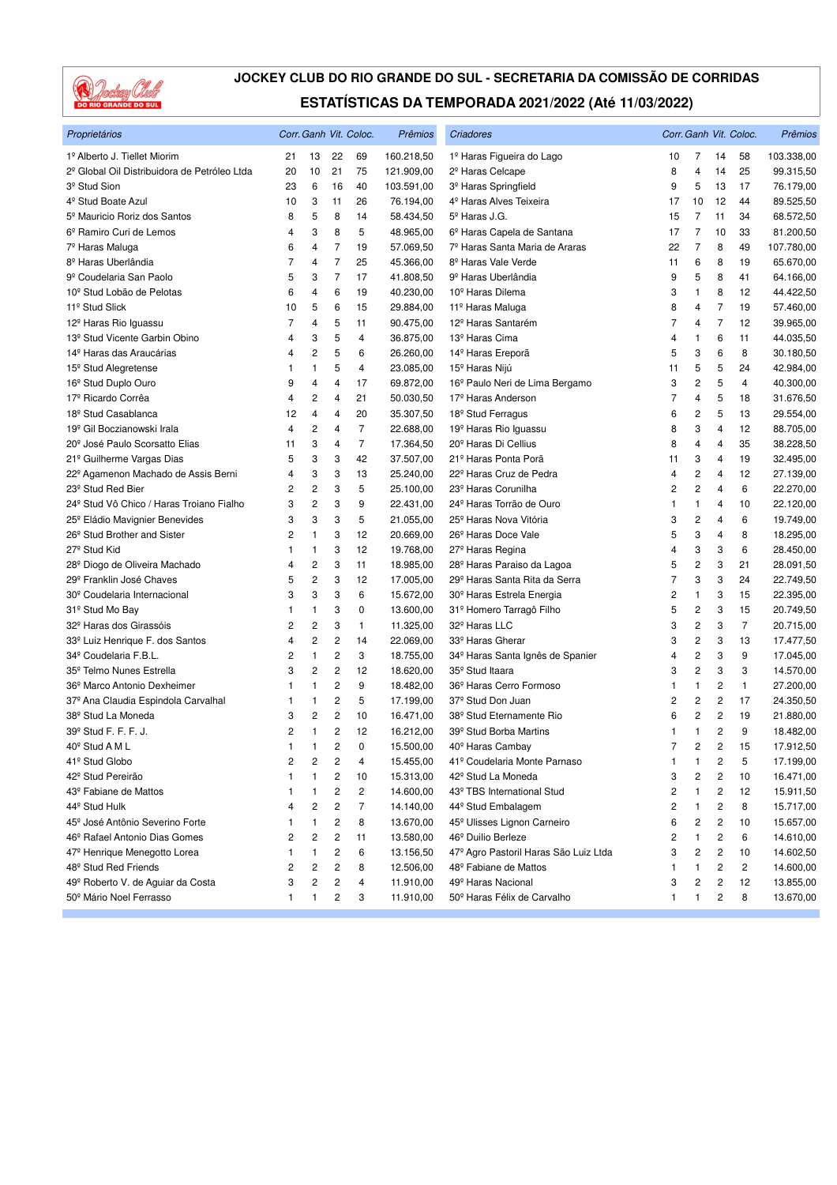# JOCKEY CLUB DO RIO GRANDE DO SUL - SECRETARIA DA COMISSÃO DE CORRIDAS

## ESTATÍSTICAS DA TEMPORADA 2021/2022 (Até 11/03/2022)

| Proprietários | Corr. | Ganh | Vit. | Coloc. | Prêmios |
|---|---|---|---|---|---|
| 1º Alberto J. Tiellet Miorim | 21 | 13 | 22 | 69 | 160.218,50 |
| 2º Global Oil Distribuidora de Petróleo Ltda | 20 | 10 | 21 | 75 | 121.909,00 |
| 3º Stud Sion | 23 | 6 | 16 | 40 | 103.591,00 |
| 4º Stud Boate Azul | 10 | 3 | 11 | 26 | 76.194,00 |
| 5º Mauricio Roriz dos Santos | 8 | 5 | 8 | 14 | 58.434,50 |
| 6º Ramiro Curi de Lemos | 4 | 3 | 8 | 5 | 48.965,00 |
| 7º Haras Maluga | 6 | 4 | 7 | 19 | 57.069,50 |
| 8º Haras Uberlândia | 7 | 4 | 7 | 25 | 45.366,00 |
| 9º Coudelaria San Paolo | 5 | 3 | 7 | 17 | 41.808,50 |
| 10º Stud Lobão de Pelotas | 6 | 4 | 6 | 19 | 40.230,00 |
| 11º Stud Slick | 10 | 5 | 6 | 15 | 29.884,00 |
| 12º Haras Rio Iguassu | 7 | 4 | 5 | 11 | 90.475,00 |
| 13º Stud Vicente Garbin Obino | 4 | 3 | 5 | 4 | 36.875,00 |
| 14º Haras das Araucárias | 4 | 2 | 5 | 6 | 26.260,00 |
| 15º Stud Alegretense | 1 | 1 | 5 | 4 | 23.085,00 |
| 16º Stud Duplo Ouro | 9 | 4 | 4 | 17 | 69.872,00 |
| 17º Ricardo Corrêa | 4 | 2 | 4 | 21 | 50.030,50 |
| 18º Stud Casablanca | 12 | 4 | 4 | 20 | 35.307,50 |
| 19º Gil Boczianowski Irala | 4 | 2 | 4 | 7 | 22.688,00 |
| 20º José Paulo Scorsatto Elias | 11 | 3 | 4 | 7 | 17.364,50 |
| 21º Guilherme Vargas Dias | 5 | 3 | 3 | 42 | 37.507,00 |
| 22º Agamenon Machado de Assis Berni | 4 | 3 | 3 | 13 | 25.240,00 |
| 23º Stud Red Bier | 2 | 2 | 3 | 5 | 25.100,00 |
| 24º Stud Vô Chico / Haras Troiano Fialho | 3 | 2 | 3 | 9 | 22.431,00 |
| 25º Eládio Mavignier Benevides | 3 | 3 | 3 | 5 | 21.055,00 |
| 26º Stud Brother and Sister | 2 | 1 | 3 | 12 | 20.669,00 |
| 27º Stud Kid | 1 | 1 | 3 | 12 | 19.768,00 |
| 28º Diogo de Oliveira Machado | 4 | 2 | 3 | 11 | 18.985,00 |
| 29º Franklin José Chaves | 5 | 2 | 3 | 12 | 17.005,00 |
| 30º Coudelaria Internacional | 3 | 3 | 3 | 6 | 15.672,00 |
| 31º Stud Mo Bay | 1 | 1 | 3 | 0 | 13.600,00 |
| 32º Haras dos Girassóis | 2 | 2 | 3 | 1 | 11.325,00 |
| 33º Luiz Henrique F. dos Santos | 4 | 2 | 2 | 14 | 22.069,00 |
| 34º Coudelaria F.B.L. | 2 | 1 | 2 | 3 | 18.755,00 |
| 35º Telmo Nunes Estrella | 3 | 2 | 2 | 12 | 18.620,00 |
| 36º Marco Antonio Dexheimer | 1 | 1 | 2 | 9 | 18.482,00 |
| 37º Ana Claudia Espindola Carvalhal | 1 | 1 | 2 | 5 | 17.199,00 |
| 38º Stud La Moneda | 3 | 2 | 2 | 10 | 16.471,00 |
| 39º Stud F. F. F. J. | 2 | 1 | 2 | 12 | 16.212,00 |
| 40º Stud A M L | 1 | 1 | 2 | 0 | 15.500,00 |
| 41º Stud Globo | 2 | 2 | 2 | 4 | 15.455,00 |
| 42º Stud Pereirão | 1 | 1 | 2 | 10 | 15.313,00 |
| 43º Fabiane de Mattos | 1 | 1 | 2 | 2 | 14.600,00 |
| 44º Stud Hulk | 4 | 2 | 2 | 7 | 14.140,00 |
| 45º José Antônio Severino Forte | 1 | 1 | 2 | 8 | 13.670,00 |
| 46º Rafael Antonio Dias Gomes | 2 | 2 | 2 | 11 | 13.580,00 |
| 47º Henrique Menegotto Lorea | 1 | 1 | 2 | 6 | 13.156,50 |
| 48º Stud Red Friends | 2 | 2 | 2 | 8 | 12.506,00 |
| 49º Roberto V. de Aguiar da Costa | 3 | 2 | 2 | 4 | 11.910,00 |
| 50º Mário Noel Ferrasso | 1 | 1 | 2 | 3 | 11.910,00 |

| Criadores | Corr. | Ganh | Vit. | Coloc. | Prêmios |
|---|---|---|---|---|---|
| 1º Haras Figueira do Lago | 10 | 7 | 14 | 58 | 103.338,00 |
| 2º Haras Celcape | 8 | 4 | 14 | 25 | 99.315,50 |
| 3º Haras Springfield | 9 | 5 | 13 | 17 | 76.179,00 |
| 4º Haras Alves Teixeira | 17 | 10 | 12 | 44 | 89.525,50 |
| 5º Haras J.G. | 15 | 7 | 11 | 34 | 68.572,50 |
| 6º Haras Capela de Santana | 17 | 7 | 10 | 33 | 81.200,50 |
| 7º Haras Santa Maria de Araras | 22 | 7 | 8 | 49 | 107.780,00 |
| 8º Haras Vale Verde | 11 | 6 | 8 | 19 | 65.670,00 |
| 9º Haras Uberlândia | 9 | 5 | 8 | 41 | 64.166,00 |
| 10º Haras Dilema | 3 | 1 | 8 | 12 | 44.422,50 |
| 11º Haras Maluga | 8 | 4 | 7 | 19 | 57.460,00 |
| 12º Haras Santarém | 7 | 4 | 7 | 12 | 39.965,00 |
| 13º Haras Cima | 4 | 1 | 6 | 11 | 44.035,50 |
| 14º Haras Ereporã | 5 | 3 | 6 | 8 | 30.180,50 |
| 15º Haras Nijú | 11 | 5 | 5 | 24 | 42.984,00 |
| 16º Paulo Neri de Lima Bergamo | 3 | 2 | 5 | 4 | 40.300,00 |
| 17º Haras Anderson | 7 | 4 | 5 | 18 | 31.676,50 |
| 18º Stud Ferragus | 6 | 2 | 5 | 13 | 29.554,00 |
| 19º Haras Rio Iguassu | 8 | 3 | 4 | 12 | 88.705,00 |
| 20º Haras Di Cellius | 8 | 4 | 4 | 35 | 38.228,50 |
| 21º Haras Ponta Porã | 11 | 3 | 4 | 19 | 32.495,00 |
| 22º Haras Cruz de Pedra | 4 | 2 | 4 | 12 | 27.139,00 |
| 23º Haras Corunilha | 2 | 2 | 4 | 6 | 22.270,00 |
| 24º Haras Torrão de Ouro | 1 | 1 | 4 | 10 | 22.120,00 |
| 25º Haras Nova Vitória | 3 | 2 | 4 | 6 | 19.749,00 |
| 26º Haras Doce Vale | 5 | 3 | 4 | 8 | 18.295,00 |
| 27º Haras Regina | 4 | 3 | 3 | 6 | 28.450,00 |
| 28º Haras Paraiso da Lagoa | 5 | 2 | 3 | 21 | 28.091,50 |
| 29º Haras Santa Rita da Serra | 7 | 3 | 3 | 24 | 22.749,50 |
| 30º Haras Estrela Energia | 2 | 1 | 3 | 15 | 22.395,00 |
| 31º Homero Tarragô Filho | 5 | 2 | 3 | 15 | 20.749,50 |
| 32º Haras LLC | 3 | 2 | 3 | 7 | 20.715,00 |
| 33º Haras Gherar | 3 | 2 | 3 | 13 | 17.477,50 |
| 34º Haras Santa Ignês de Spanier | 4 | 2 | 3 | 9 | 17.045,00 |
| 35º Stud Itaara | 3 | 2 | 3 | 3 | 14.570,00 |
| 36º Haras Cerro Formoso | 1 | 1 | 2 | 1 | 27.200,00 |
| 37º Stud Don Juan | 2 | 2 | 2 | 17 | 24.350,50 |
| 38º Stud Eternamente Rio | 6 | 2 | 2 | 19 | 21.880,00 |
| 39º Stud Borba Martins | 1 | 1 | 2 | 9 | 18.482,00 |
| 40º Haras Cambay | 7 | 2 | 2 | 15 | 17.912,50 |
| 41º Coudelaria Monte Parnaso | 1 | 1 | 2 | 5 | 17.199,00 |
| 42º Stud La Moneda | 3 | 2 | 2 | 10 | 16.471,00 |
| 43º TBS International Stud | 2 | 1 | 2 | 12 | 15.911,50 |
| 44º Stud Embalagem | 2 | 1 | 2 | 8 | 15.717,00 |
| 45º Ulisses Lignon Carneiro | 6 | 2 | 2 | 10 | 15.657,00 |
| 46º Duilio Berleze | 2 | 1 | 2 | 6 | 14.610,00 |
| 47º Agro Pastoril Haras São Luiz Ltda | 3 | 2 | 2 | 10 | 14.602,50 |
| 48º Fabiane de Mattos | 1 | 1 | 2 | 2 | 14.600,00 |
| 49º Haras Nacional | 3 | 2 | 2 | 12 | 13.855,00 |
| 50º Haras Félix de Carvalho | 1 | 1 | 2 | 8 | 13.670,00 |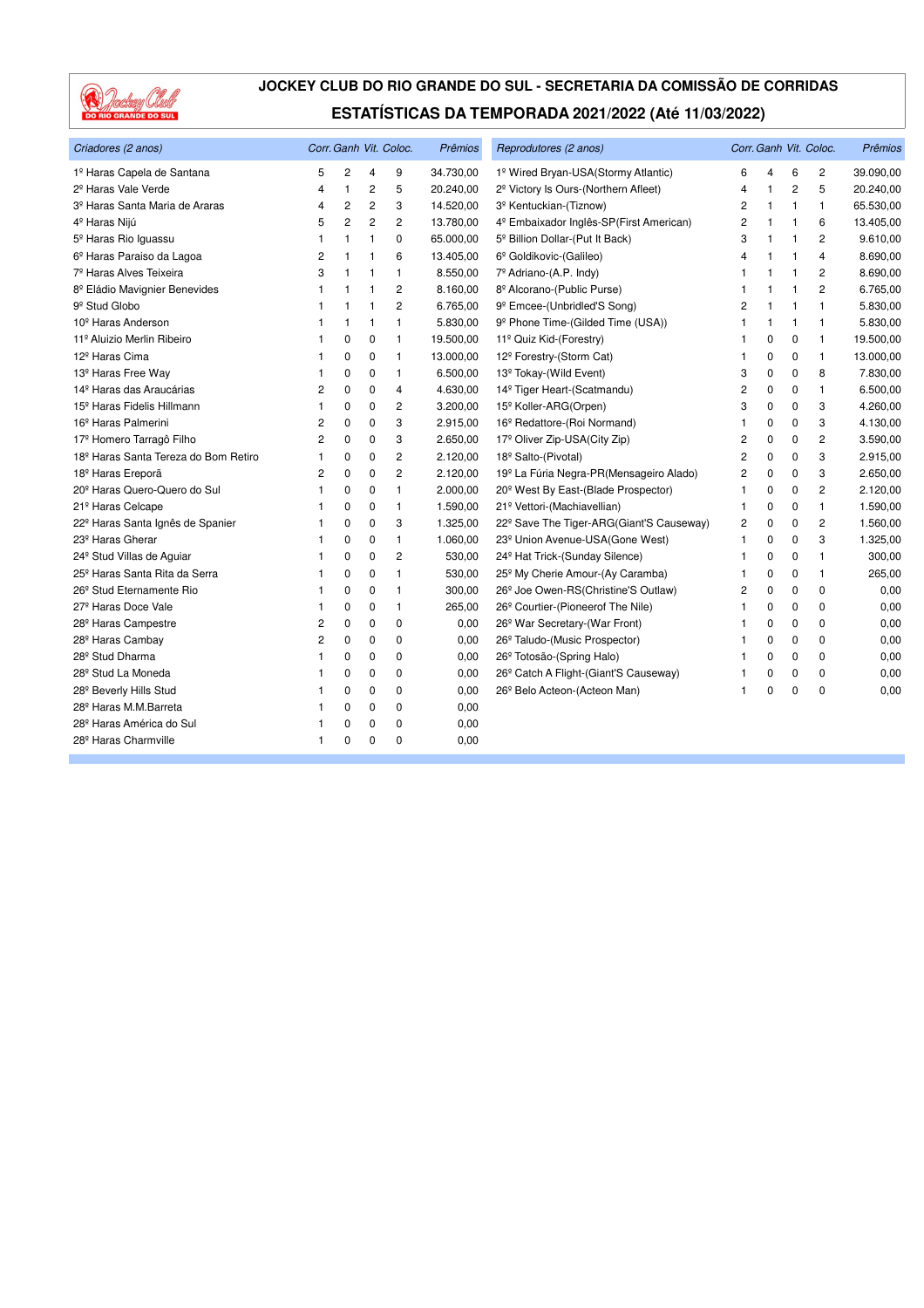# JOCKEY CLUB DO RIO GRANDE DO SUL - SECRETARIA DA COMISSÃO DE CORRIDAS

## ESTATÍSTICAS DA TEMPORADA 2021/2022 (Até 11/03/2022)

| *Criadores (2 anos)* | *Corr.* | *Ganh* | *Vit.* | *Coloc.* | *Prêmios* |
|---|---|---|---|---|---|
| 1º Haras Capela de Santana | 5 | 2 | 4 | 9 | 34.730,00 |
| 2º Haras Vale Verde | 4 | 1 | 2 | 5 | 20.240,00 |
| 3º Haras Santa Maria de Araras | 4 | 2 | 2 | 3 | 14.520,00 |
| 4º Haras Nijú | 5 | 2 | 2 | 2 | 13.780,00 |
| 5º Haras Rio Iguassu | 1 | 1 | 1 | 0 | 65.000,00 |
| 6º Haras Paraiso da Lagoa | 2 | 1 | 1 | 6 | 13.405,00 |
| 7º Haras Alves Teixeira | 3 | 1 | 1 | 1 | 8.550,00 |
| 8º Eládio Mavignier Benevides | 1 | 1 | 1 | 2 | 8.160,00 |
| 9º Stud Globo | 1 | 1 | 1 | 2 | 6.765,00 |
| 10º Haras Anderson | 1 | 1 | 1 | 1 | 5.830,00 |
| 11º Aluizio Merlin Ribeiro | 1 | 0 | 0 | 1 | 19.500,00 |
| 12º Haras Cima | 1 | 0 | 0 | 1 | 13.000,00 |
| 13º Haras Free Way | 1 | 0 | 0 | 1 | 6.500,00 |
| 14º Haras das Araucárias | 2 | 0 | 0 | 4 | 4.630,00 |
| 15º Haras Fidelis Hillmann | 1 | 0 | 0 | 2 | 3.200,00 |
| 16º Haras Palmerini | 2 | 0 | 0 | 3 | 2.915,00 |
| 17º Homero Tarragô Filho | 2 | 0 | 0 | 3 | 2.650,00 |
| 18º Haras Santa Tereza do Bom Retiro | 1 | 0 | 0 | 2 | 2.120,00 |
| 18º Haras Ereporã | 2 | 0 | 0 | 2 | 2.120,00 |
| 20º Haras Quero-Quero do Sul | 1 | 0 | 0 | 1 | 2.000,00 |
| 21º Haras Celcape | 1 | 0 | 0 | 1 | 1.590,00 |
| 22º Haras Santa Ignês de Spanier | 1 | 0 | 0 | 3 | 1.325,00 |
| 23º Haras Gherar | 1 | 0 | 0 | 1 | 1.060,00 |
| 24º Stud Villas de Aguiar | 1 | 0 | 0 | 2 | 530,00 |
| 25º Haras Santa Rita da Serra | 1 | 0 | 0 | 1 | 530,00 |
| 26º Stud Eternamente Rio | 1 | 0 | 0 | 1 | 300,00 |
| 27º Haras Doce Vale | 1 | 0 | 0 | 1 | 265,00 |
| 28º Haras Campestre | 2 | 0 | 0 | 0 | 0,00 |
| 28º Haras Cambay | 2 | 0 | 0 | 0 | 0,00 |
| 28º Stud Dharma | 1 | 0 | 0 | 0 | 0,00 |
| 28º Stud La Moneda | 1 | 0 | 0 | 0 | 0,00 |
| 28º Beverly Hills Stud | 1 | 0 | 0 | 0 | 0,00 |
| 28º Haras M.M.Barreta | 1 | 0 | 0 | 0 | 0,00 |
| 28º Haras América do Sul | 1 | 0 | 0 | 0 | 0,00 |
| 28º Haras Charmville | 1 | 0 | 0 | 0 | 0,00 |

| *Reprodutores (2 anos)* | *Corr.* | *Ganh* | *Vit.* | *Coloc.* | *Prêmios* |
|---|---|---|---|---|---|
| 1º Wired Bryan-USA(Stormy Atlantic) | 6 | 4 | 6 | 2 | 39.090,00 |
| 2º Victory Is Ours-(Northern Afleet) | 4 | 1 | 2 | 5 | 20.240,00 |
| 3º Kentuckian-(Tiznow) | 2 | 1 | 1 | 1 | 65.530,00 |
| 4º Embaixador Inglês-SP(First American) | 2 | 1 | 1 | 6 | 13.405,00 |
| 5º Billion Dollar-(Put It Back) | 3 | 1 | 1 | 2 | 9.610,00 |
| 6º Goldikovic-(Galileo) | 4 | 1 | 1 | 4 | 8.690,00 |
| 7º Adriano-(A.P. Indy) | 1 | 1 | 1 | 2 | 8.690,00 |
| 8º Alcorano-(Public Purse) | 1 | 1 | 1 | 2 | 6.765,00 |
| 9º Emcee-(Unbridled'S Song) | 2 | 1 | 1 | 1 | 5.830,00 |
| 9º Phone Time-(Gilded Time (USA)) | 1 | 1 | 1 | 1 | 5.830,00 |
| 11º Quiz Kid-(Forestry) | 1 | 0 | 0 | 1 | 19.500,00 |
| 12º Forestry-(Storm Cat) | 1 | 0 | 0 | 1 | 13.000,00 |
| 13º Tokay-(Wild Event) | 3 | 0 | 0 | 8 | 7.830,00 |
| 14º Tiger Heart-(Scatmandu) | 2 | 0 | 0 | 1 | 6.500,00 |
| 15º Koller-ARG(Orpen) | 3 | 0 | 0 | 3 | 4.260,00 |
| 16º Redattore-(Roi Normand) | 1 | 0 | 0 | 3 | 4.130,00 |
| 17º Oliver Zip-USA(City Zip) | 2 | 0 | 0 | 2 | 3.590,00 |
| 18º Salto-(Pivotal) | 2 | 0 | 0 | 3 | 2.915,00 |
| 19º La Fúria Negra-PR(Mensageiro Alado) | 2 | 0 | 0 | 3 | 2.650,00 |
| 20º West By East-(Blade Prospector) | 1 | 0 | 0 | 2 | 2.120,00 |
| 21º Vettori-(Machiavellian) | 1 | 0 | 0 | 1 | 1.590,00 |
| 22º Save The Tiger-ARG(Giant'S Causeway) | 2 | 0 | 0 | 2 | 1.560,00 |
| 23º Union Avenue-USA(Gone West) | 1 | 0 | 0 | 3 | 1.325,00 |
| 24º Hat Trick-(Sunday Silence) | 1 | 0 | 0 | 1 | 300,00 |
| 25º My Cherie Amour-(Ay Caramba) | 1 | 0 | 0 | 1 | 265,00 |
| 26º Joe Owen-RS(Christine'S Outlaw) | 2 | 0 | 0 | 0 | 0,00 |
| 26º Courtier-(Pioneerof The Nile) | 1 | 0 | 0 | 0 | 0,00 |
| 26º War Secretary-(War Front) | 1 | 0 | 0 | 0 | 0,00 |
| 26º Taludo-(Music Prospector) | 1 | 0 | 0 | 0 | 0,00 |
| 26º Totosão-(Spring Halo) | 1 | 0 | 0 | 0 | 0,00 |
| 26º Catch A Flight-(Giant'S Causeway) | 1 | 0 | 0 | 0 | 0,00 |
| 26º Belo Acteon-(Acteon Man) | 1 | 0 | 0 | 0 | 0,00 |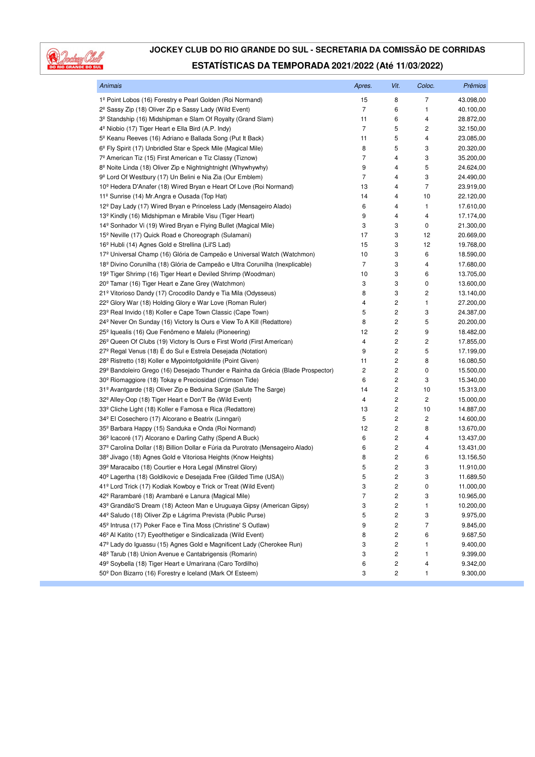# JOCKEY CLUB DO RIO GRANDE DO SUL - SECRETARIA DA COMISSÃO DE CORRIDAS

## ESTATÍSTICAS DA TEMPORADA 2021/2022 (Até 11/03/2022)

| *Animais* | *Apres.* | *Vit.* | *Coloc.* | *Prêmios* |
|---|---|---|---|---|
| 1º Point Lobos (16) Forestry e Pearl Golden (Roi Normand) | 15 | 8 | 7 | 43.098,00 |
| 2º Sassy Zip (18) Oliver Zip e Sassy Lady (Wild Event) | 7 | 6 | 1 | 40.100,00 |
| 3º Standship (16) Midshipman e Slam Of Royalty (Grand Slam) | 11 | 6 | 4 | 28.872,00 |
| 4º Niobio (17) Tiger Heart e Ella Bird (A.P. Indy) | 7 | 5 | 2 | 32.150,00 |
| 5º Keanu Reeves (16) Adriano e Ballada Song (Put It Back) | 11 | 5 | 4 | 23.085,00 |
| 6º Fly Spirit (17) Unbridled Star e Speck Mile (Magical Mile) | 8 | 5 | 3 | 20.320,00 |
| 7º American Tiz (15) First American e Tiz Classy (Tiznow) | 7 | 4 | 3 | 35.200,00 |
| 8º Noite Linda (18) Oliver Zip e Nightnightnight (Whywhywhy) | 9 | 4 | 5 | 24.624,00 |
| 9º Lord Of Westbury (17) Un Belini e Nia Zia (Our Emblem) | 7 | 4 | 3 | 24.490,00 |
| 10º Hedera D'Anafer (18) Wired Bryan e Heart Of Love (Roi Normand) | 13 | 4 | 7 | 23.919,00 |
| 11º Sunrise (14) Mr.Angra e Ousada (Top Hat) | 14 | 4 | 10 | 22.120,00 |
| 12º Day Lady (17) Wired Bryan e Princeless Lady (Mensageiro Alado) | 6 | 4 | 1 | 17.610,00 |
| 13º Kindly (16) Midshipman e Mirabile Visu (Tiger Heart) | 9 | 4 | 4 | 17.174,00 |
| 14º Sonhador Vi (19) Wired Bryan e Flying Bullet (Magical Mile) | 3 | 3 | 0 | 21.300,00 |
| 15º Neville (17) Quick Road e Choreograph (Sulamani) | 17 | 3 | 12 | 20.669,00 |
| 16º Hubli (14) Agnes Gold e Strellina (Lil'S Lad) | 15 | 3 | 12 | 19.768,00 |
| 17º Universal Champ (16) Glória de Campeão e Universal Watch (Watchmon) | 10 | 3 | 6 | 18.590,00 |
| 18º Divino Corunilha (18) Glória de Campeão e Ultra Corunilha (Inexplicable) | 7 | 3 | 4 | 17.680,00 |
| 19º Tiger Shrimp (16) Tiger Heart e Deviled Shrimp (Woodman) | 10 | 3 | 6 | 13.705,00 |
| 20º Tamar (16) Tiger Heart e Zane Grey (Watchmon) | 3 | 3 | 0 | 13.600,00 |
| 21º Vitorioso Dandy (17) Crocodilo Dandy e Tia Mila (Odysseus) | 8 | 3 | 2 | 13.140,00 |
| 22º Glory War (18) Holding Glory e War Love (Roman Ruler) | 4 | 2 | 1 | 27.200,00 |
| 23º Real Invido (18) Koller e Cape Town Classic (Cape Town) | 5 | 2 | 3 | 24.387,00 |
| 24º Never On Sunday (16) Victory Is Ours e View To A Kill (Redattore) | 8 | 2 | 5 | 20.200,00 |
| 25º Iquealis (16) Que Fenômeno e Malelu (Pioneering) | 12 | 2 | 9 | 18.482,00 |
| 26º Queen Of Clubs (19) Victory Is Ours e First World (First American) | 4 | 2 | 2 | 17.855,00 |
| 27º Regal Venus (18) É do Sul e Estrela Desejada (Notation) | 9 | 2 | 5 | 17.199,00 |
| 28º Ristretto (18) Koller e Mypointofgoldnlife (Point Given) | 11 | 2 | 8 | 16.080,50 |
| 29º Bandoleiro Grego (16) Desejado Thunder e Rainha da Grécia (Blade Prospector) | 2 | 2 | 0 | 15.500,00 |
| 30º Riomaggiore (18) Tokay e Preciosidad (Crimson Tide) | 6 | 2 | 3 | 15.340,00 |
| 31º Avantgarde (18) Oliver Zip e Beduina Sarge (Salute The Sarge) | 14 | 2 | 10 | 15.313,00 |
| 32º Alley-Oop (18) Tiger Heart e Don'T Be (Wild Event) | 4 | 2 | 2 | 15.000,00 |
| 33º Cliche Light (18) Koller e Famosa e Rica (Redattore) | 13 | 2 | 10 | 14.887,00 |
| 34º El Cosechero (17) Alcorano e Beatrix (Linngari) | 5 | 2 | 2 | 14.600,00 |
| 35º Barbara Happy (15) Sanduka e Onda (Roi Normand) | 12 | 2 | 8 | 13.670,00 |
| 36º Icacoré (17) Alcorano e Darling Cathy (Spend A Buck) | 6 | 2 | 4 | 13.437,00 |
| 37º Carolina Dollar (18) Billion Dollar e Fúria da Purotrato (Mensageiro Alado) | 6 | 2 | 4 | 13.431,00 |
| 38º Jivago (18) Agnes Gold e Vitoriosa Heights (Know Heights) | 8 | 2 | 6 | 13.156,50 |
| 39º Maracaibo (18) Courtier e Hora Legal (Minstrel Glory) | 5 | 2 | 3 | 11.910,00 |
| 40º Lagertha (18) Goldikovic e Desejada Free (Gilded Time (USA)) | 5 | 2 | 3 | 11.689,50 |
| 41º Lord Trick (17) Kodiak Kowboy e Trick or Treat (Wild Event) | 3 | 2 | 0 | 11.000,00 |
| 42º Rarambaré (18) Arambaré e Lanura (Magical Mile) | 7 | 2 | 3 | 10.965,00 |
| 43º Grandão'S Dream (18) Acteon Man e Uruguaya Gipsy (American Gipsy) | 3 | 2 | 1 | 10.200,00 |
| 44º Saludo (18) Oliver Zip e Lágrima Prevista (Public Purse) | 5 | 2 | 3 | 9.975,00 |
| 45º Intrusa (17) Poker Face e Tina Moss (Christine' S Outlaw) | 9 | 2 | 7 | 9.845,00 |
| 46º Al Katito (17) Eyeofthetiger e Sindicalizada (Wild Event) | 8 | 2 | 6 | 9.687,50 |
| 47º Lady do Iguassu (15) Agnes Gold e Magnificent Lady (Cherokee Run) | 3 | 2 | 1 | 9.400,00 |
| 48º Tarub (18) Union Avenue e Cantabrigensis (Romarin) | 3 | 2 | 1 | 9.399,00 |
| 49º Soybella (18) Tiger Heart e Umarirana (Caro Tordilho) | 6 | 2 | 4 | 9.342,00 |
| 50º Don Bizarro (16) Forestry e Iceland (Mark Of Esteem) | 3 | 2 | 1 | 9.300,00 |